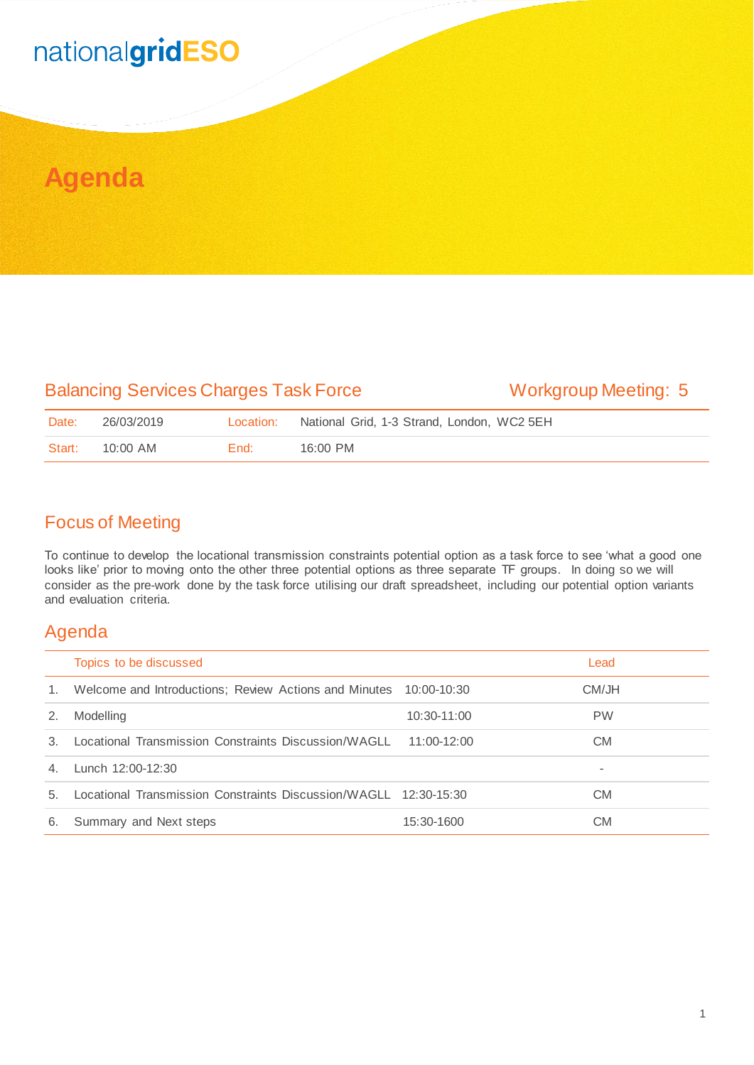nationalgridESO

# Agenda

## Balancing Services Charges Task Force — Workgroup Meeting: 5

| | | | |
|---|---|---|---|
| Date: | 26/03/2019 | Location: | National Grid, 1-3 Strand, London, WC2 5EH |
| Start: | 10:00 AM | End: | 16:00 PM |

## Focus of Meeting

To continue to develop the locational transmission constraints potential option as a task force to see 'what a good one looks like' prior to moving onto the other three potential options as three separate TF groups. In doing so we will consider as the pre-work done by the task force utilising our draft spreadsheet, including our potential option variants and evaluation criteria.

## Agenda

| | Topics to be discussed | | Lead |
|---|---|---|---|
| 1. | Welcome and Introductions; Review Actions and Minutes | 10:00-10:30 | CM/JH |
| 2. | Modelling | 10:30-11:00 | PW |
| 3. | Locational Transmission Constraints Discussion/WAGLL | 11:00-12:00 | CM |
| 4. | Lunch 12:00-12:30 | | - |
| 5. | Locational Transmission Constraints Discussion/WAGLL | 12:30-15:30 | CM |
| 6. | Summary and Next steps | 15:30-1600 | CM |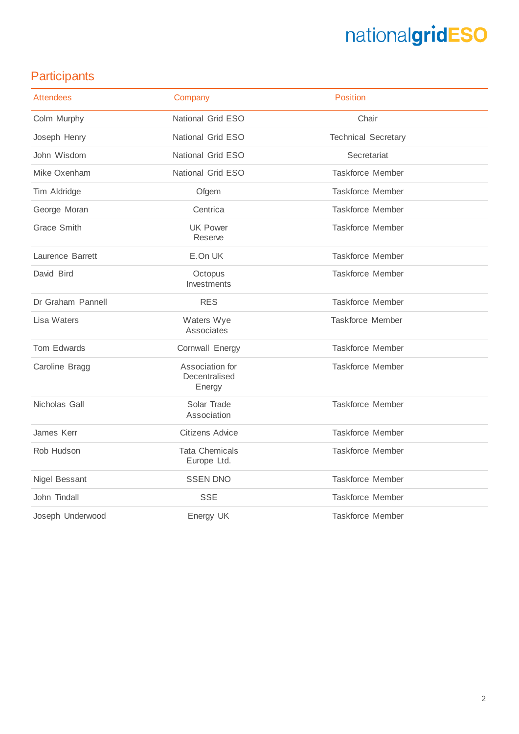## Participants

| Attendees | Company | Position |
|---|---|---|
| Colm Murphy | National Grid ESO | Chair |
| Joseph Henry | National Grid ESO | Technical Secretary |
| John Wisdom | National Grid ESO | Secretariat |
| Mike Oxenham | National Grid ESO | Taskforce Member |
| Tim Aldridge | Ofgem | Taskforce Member |
| George Moran | Centrica | Taskforce Member |
| Grace Smith | UK Power Reserve | Taskforce Member |
| Laurence Barrett | E.On UK | Taskforce Member |
| David Bird | Octopus Investments | Taskforce Member |
| Dr Graham Pannell | RES | Taskforce Member |
| Lisa Waters | Waters Wye Associates | Taskforce Member |
| Tom Edwards | Cornwall Energy | Taskforce Member |
| Caroline Bragg | Association for Decentralised Energy | Taskforce Member |
| Nicholas Gall | Solar Trade Association | Taskforce Member |
| James Kerr | Citizens Advice | Taskforce Member |
| Rob Hudson | Tata Chemicals Europe Ltd. | Taskforce Member |
| Nigel Bessant | SSEN DNO | Taskforce Member |
| John Tindall | SSE | Taskforce Member |
| Joseph Underwood | Energy UK | Taskforce Member |